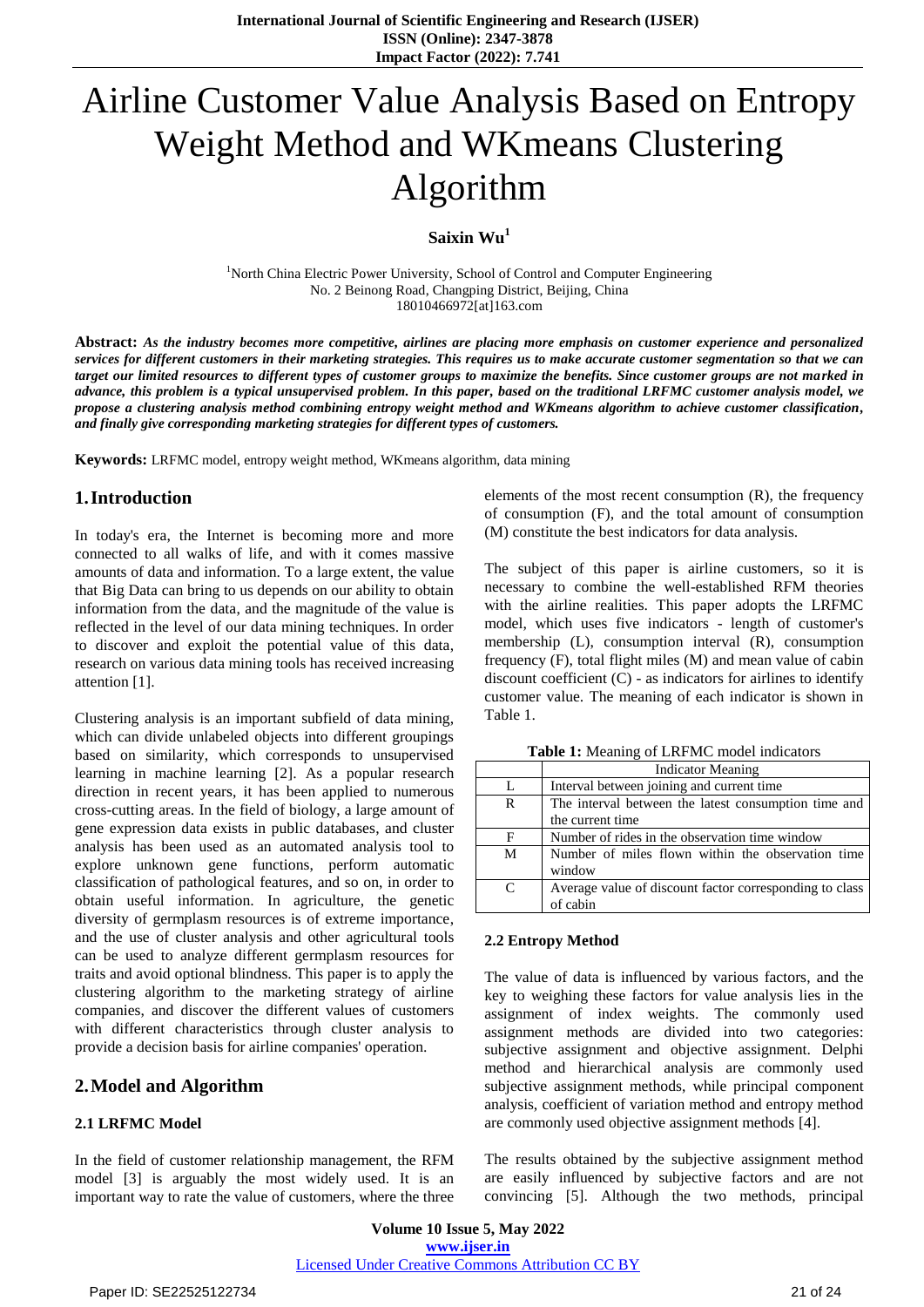# Airline Customer Value Analysis Based on Entropy Weight Method and WKmeans Clustering Algorithm

**Saixin Wu**[1]

[1]North China Electric Power University, School of Control and Computer Engineering
No. 2 Beinong Road, Changping District, Beijing, China
18010466972[at]163.com

**Abstract:** ***As the industry becomes more competitive, airlines are placing more emphasis on customer experience and personalized services for different customers in their marketing strategies. This requires us to make accurate customer segmentation so that we can target our limited resources to different types of customer groups to maximize the benefits. Since customer groups are not marked in advance, this problem is a typical unsupervised problem. In this paper, based on the traditional LRFMC customer analysis model, we propose a clustering analysis method combining entropy weight method and WKmeans algorithm to achieve customer classification, and finally give corresponding marketing strategies for different types of customers.***

**Keywords:** LRFMC model, entropy weight method, WKmeans algorithm, data mining

## 1. Introduction

In today's era, the Internet is becoming more and more connected to all walks of life, and with it comes massive amounts of data and information. To a large extent, the value that Big Data can bring to us depends on our ability to obtain information from the data, and the magnitude of the value is reflected in the level of our data mining techniques. In order to discover and exploit the potential value of this data, research on various data mining tools has received increasing attention [1].

Clustering analysis is an important subfield of data mining, which can divide unlabeled objects into different groupings based on similarity, which corresponds to unsupervised learning in machine learning [2]. As a popular research direction in recent years, it has been applied to numerous cross-cutting areas. In the field of biology, a large amount of gene expression data exists in public databases, and cluster analysis has been used as an automated analysis tool to explore unknown gene functions, perform automatic classification of pathological features, and so on, in order to obtain useful information. In agriculture, the genetic diversity of germplasm resources is of extreme importance, and the use of cluster analysis and other agricultural tools can be used to analyze different germplasm resources for traits and avoid optional blindness. This paper is to apply the clustering algorithm to the marketing strategy of airline companies, and discover the different values of customers with different characteristics through cluster analysis to provide a decision basis for airline companies' operation.

## 2. Model and Algorithm

### 2.1 LRFMC Model

In the field of customer relationship management, the RFM model [3] is arguably the most widely used. It is an important way to rate the value of customers, where the three elements of the most recent consumption (R), the frequency of consumption (F), and the total amount of consumption (M) constitute the best indicators for data analysis.

The subject of this paper is airline customers, so it is necessary to combine the well-established RFM theories with the airline realities. This paper adopts the LRFMC model, which uses five indicators - length of customer's membership (L), consumption interval (R), consumption frequency (F), total flight miles (M) and mean value of cabin discount coefficient (C) - as indicators for airlines to identify customer value. The meaning of each indicator is shown in Table 1.

**Table 1:** Meaning of LRFMC model indicators

| | Indicator Meaning |
|---|---|
| L | Interval between joining and current time |
| R | The interval between the latest consumption time and the current time |
| F | Number of rides in the observation time window |
| M | Number of miles flown within the observation time window |
| C | Average value of discount factor corresponding to class of cabin |

### 2.2 Entropy Method

The value of data is influenced by various factors, and the key to weighing these factors for value analysis lies in the assignment of index weights. The commonly used assignment methods are divided into two categories: subjective assignment and objective assignment. Delphi method and hierarchical analysis are commonly used subjective assignment methods, while principal component analysis, coefficient of variation method and entropy method are commonly used objective assignment methods [4].

The results obtained by the subjective assignment method are easily influenced by subjective factors and are not convincing [5]. Although the two methods, principal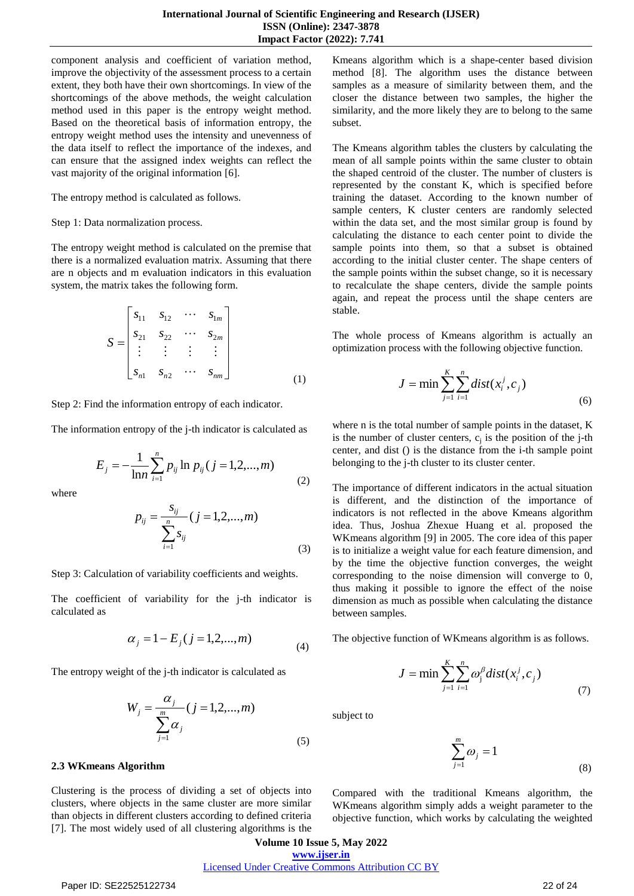component analysis and coefficient of variation method, improve the objectivity of the assessment process to a certain extent, they both have their own shortcomings. In view of the shortcomings of the above methods, the weight calculation method used in this paper is the entropy weight method. Based on the theoretical basis of information entropy, the entropy weight method uses the intensity and unevenness of the data itself to reflect the importance of the indexes, and can ensure that the assigned index weights can reflect the vast majority of the original information [6].

The entropy method is calculated as follows.

Step 1: Data normalization process.

The entropy weight method is calculated on the premise that there is a normalized evaluation matrix. Assuming that there are n objects and m evaluation indicators in this evaluation system, the matrix takes the following form.

$$S = \begin{bmatrix} s_{11} & s_{12} & \cdots & s_{1m} \\ s_{21} & s_{22} & \cdots & s_{2m} \\ \vdots & \vdots & \vdots & \vdots \\ s_{n1} & s_{n2} & \cdots & s_{nm} \end{bmatrix} \tag{1}$$

Step 2: Find the information entropy of each indicator.

The information entropy of the j-th indicator is calculated as

$$E_j = -\frac{1}{\ln n}\sum_{i=1}^{n} p_{ij} \ln p_{ij} \, (j = 1,2,...,m) \tag{2}$$

where

$$p_{ij} = \frac{s_{ij}}{\sum_{i=1}^{n} s_{ij}} (j = 1,2,...,m) \tag{3}$$

Step 3: Calculation of variability coefficients and weights.

The coefficient of variability for the j-th indicator is calculated as

$$\alpha_j = 1 - E_j \, (j = 1,2,...,m) \tag{4}$$

The entropy weight of the j-th indicator is calculated as

$$W_j = \frac{\alpha_j}{\sum_{j=1}^{m} \alpha_j} (j = 1,2,...,m) \tag{5}$$

### 2.3 WKmeans Algorithm

Clustering is the process of dividing a set of objects into clusters, where objects in the same cluster are more similar than objects in different clusters according to defined criteria [7]. The most widely used of all clustering algorithms is the Kmeans algorithm which is a shape-center based division method [8]. The algorithm uses the distance between samples as a measure of similarity between them, and the closer the distance between two samples, the higher the similarity, and the more likely they are to belong to the same subset.

The Kmeans algorithm tables the clusters by calculating the mean of all sample points within the same cluster to obtain the shaped centroid of the cluster. The number of clusters is represented by the constant K, which is specified before training the dataset. According to the known number of sample centers, K cluster centers are randomly selected within the data set, and the most similar group is found by calculating the distance to each center point to divide the sample points into them, so that a subset is obtained according to the initial cluster center. The shape centers of the sample points within the subset change, so it is necessary to recalculate the shape centers, divide the sample points again, and repeat the process until the shape centers are stable.

The whole process of Kmeans algorithm is actually an optimization process with the following objective function.

$$J = \min \sum_{j=1}^{K}\sum_{i=1}^{n} dist(x_i^j, c_j) \tag{6}$$

where n is the total number of sample points in the dataset, K is the number of cluster centers, $c_j$ is the position of the j-th center, and dist () is the distance from the i-th sample point belonging to the j-th cluster to its cluster center.

The importance of different indicators in the actual situation is different, and the distinction of the importance of indicators is not reflected in the above Kmeans algorithm idea. Thus, Joshua Zhexue Huang et al. proposed the WKmeans algorithm [9] in 2005. The core idea of this paper is to initialize a weight value for each feature dimension, and by the time the objective function converges, the weight corresponding to the noise dimension will converge to 0, thus making it possible to ignore the effect of the noise dimension as much as possible when calculating the distance between samples.

The objective function of WKmeans algorithm is as follows.

$$J = \min \sum_{j=1}^{K}\sum_{i=1}^{n} \omega_j^{\beta} dist(x_i^j, c_j) \tag{7}$$

subject to

$$\sum_{j=1}^{m} \omega_j = 1 \tag{8}$$

Compared with the traditional Kmeans algorithm, the WKmeans algorithm simply adds a weight parameter to the objective function, which works by calculating the weighted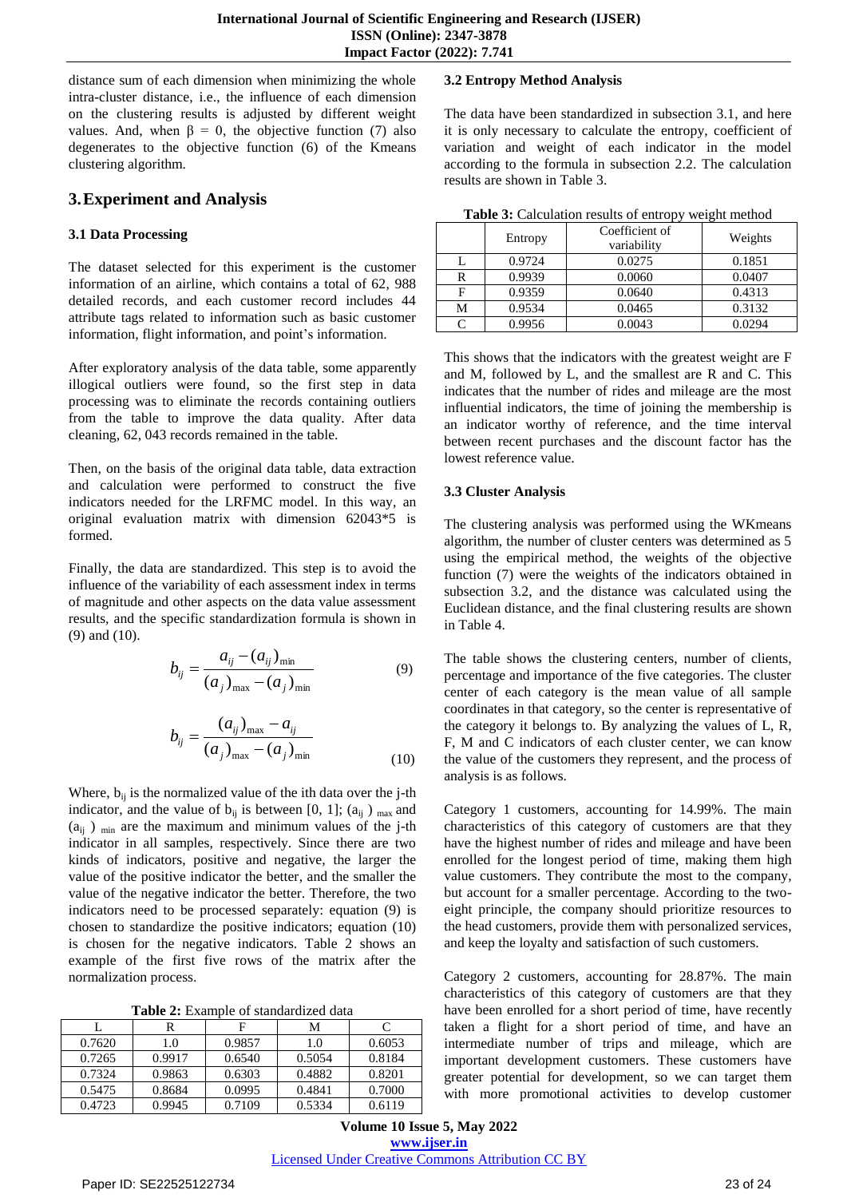distance sum of each dimension when minimizing the whole intra-cluster distance, i.e., the influence of each dimension on the clustering results is adjusted by different weight values. And, when $\beta = 0$, the objective function (7) also degenerates to the objective function (6) of the Kmeans clustering algorithm.

## 3. Experiment and Analysis

### 3.1 Data Processing

The dataset selected for this experiment is the customer information of an airline, which contains a total of 62, 988 detailed records, and each customer record includes 44 attribute tags related to information such as basic customer information, flight information, and point's information.

After exploratory analysis of the data table, some apparently illogical outliers were found, so the first step in data processing was to eliminate the records containing outliers from the table to improve the data quality. After data cleaning, 62, 043 records remained in the table.

Then, on the basis of the original data table, data extraction and calculation were performed to construct the five indicators needed for the LRFMC model. In this way, an original evaluation matrix with dimension 62043*5 is formed.

Finally, the data are standardized. This step is to avoid the influence of the variability of each assessment index in terms of magnitude and other aspects on the data value assessment results, and the specific standardization formula is shown in (9) and (10).

$$b_{ij} = \frac{a_{ij} - (a_{ij})_{\min}}{(a_j)_{\max} - (a_j)_{\min}} \tag{9}$$

$$b_{ij} = \frac{(a_{ij})_{\max} - a_{ij}}{(a_j)_{\max} - (a_j)_{\min}} \tag{10}$$

Where, $b_{ij}$ is the normalized value of the ith data over the j-th indicator, and the value of $b_{ij}$ is between [0, 1]; $(a_{ij})_{\max}$ and $(a_{ij})_{\min}$ are the maximum and minimum values of the j-th indicator in all samples, respectively. Since there are two kinds of indicators, positive and negative, the larger the value of the positive indicator the better, and the smaller the value of the negative indicator the better. Therefore, the two indicators need to be processed separately: equation (9) is chosen to standardize the positive indicators; equation (10) is chosen for the negative indicators. Table 2 shows an example of the first five rows of the matrix after the normalization process.

**Table 2:** Example of standardized data

| L | R | F | M | C |
|---|---|---|---|---|
| 0.7620 | 1.0 | 0.9857 | 1.0 | 0.6053 |
| 0.7265 | 0.9917 | 0.6540 | 0.5054 | 0.8184 |
| 0.7324 | 0.9863 | 0.6303 | 0.4882 | 0.8201 |
| 0.5475 | 0.8684 | 0.0995 | 0.4841 | 0.7000 |
| 0.4723 | 0.9945 | 0.7109 | 0.5334 | 0.6119 |

### 3.2 Entropy Method Analysis

The data have been standardized in subsection 3.1, and here it is only necessary to calculate the entropy, coefficient of variation and weight of each indicator in the model according to the formula in subsection 2.2. The calculation results are shown in Table 3.

**Table 3:** Calculation results of entropy weight method

| | Entropy | Coefficient of variability | Weights |
|---|---|---|---|
| L | 0.9724 | 0.0275 | 0.1851 |
| R | 0.9939 | 0.0060 | 0.0407 |
| F | 0.9359 | 0.0640 | 0.4313 |
| M | 0.9534 | 0.0465 | 0.3132 |
| C | 0.9956 | 0.0043 | 0.0294 |

This shows that the indicators with the greatest weight are F and M, followed by L, and the smallest are R and C. This indicates that the number of rides and mileage are the most influential indicators, the time of joining the membership is an indicator worthy of reference, and the time interval between recent purchases and the discount factor has the lowest reference value.

### 3.3 Cluster Analysis

The clustering analysis was performed using the WKmeans algorithm, the number of cluster centers was determined as 5 using the empirical method, the weights of the objective function (7) were the weights of the indicators obtained in subsection 3.2, and the distance was calculated using the Euclidean distance, and the final clustering results are shown in Table 4.

The table shows the clustering centers, number of clients, percentage and importance of the five categories. The cluster center of each category is the mean value of all sample coordinates in that category, so the center is representative of the category it belongs to. By analyzing the values of L, R, F, M and C indicators of each cluster center, we can know the value of the customers they represent, and the process of analysis is as follows.

Category 1 customers, accounting for 14.99%. The main characteristics of this category of customers are that they have the highest number of rides and mileage and have been enrolled for the longest period of time, making them high value customers. They contribute the most to the company, but account for a smaller percentage. According to the two-eight principle, the company should prioritize resources to the head customers, provide them with personalized services, and keep the loyalty and satisfaction of such customers.

Category 2 customers, accounting for 28.87%. The main characteristics of this category of customers are that they have been enrolled for a short period of time, have recently taken a flight for a short period of time, and have an intermediate number of trips and mileage, which are important development customers. These customers have greater potential for development, so we can target them with more promotional activities to develop customer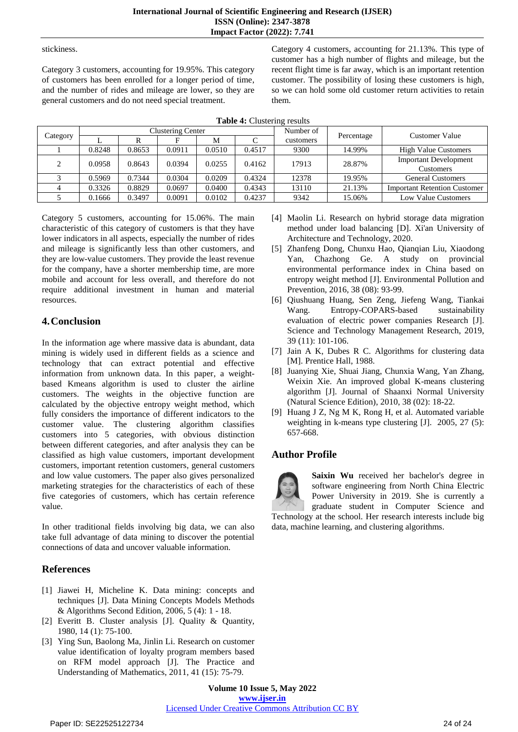stickiness.

Category 3 customers, accounting for 19.95%. This category of customers has been enrolled for a longer period of time, and the number of rides and mileage are lower, so they are general customers and do not need special treatment.

Category 4 customers, accounting for 21.13%. This type of customer has a high number of flights and mileage, but the recent flight time is far away, which is an important retention customer. The possibility of losing these customers is high, so we can hold some old customer return activities to retain them.

**Table 4:** Clustering results

| Category | Clustering Center | | | | | Number of customers | Percentage | Customer Value |
|---|---|---|---|---|---|---|---|---|
| | L | R | F | M | C | | | |
| 1 | 0.8248 | 0.8653 | 0.0911 | 0.0510 | 0.4517 | 9300 | 14.99% | High Value Customers |
| 2 | 0.0958 | 0.8643 | 0.0394 | 0.0255 | 0.4162 | 17913 | 28.87% | Important Development Customers |
| 3 | 0.5969 | 0.7344 | 0.0304 | 0.0209 | 0.4324 | 12378 | 19.95% | General Customers |
| 4 | 0.3326 | 0.8829 | 0.0697 | 0.0400 | 0.4343 | 13110 | 21.13% | Important Retention Customer |
| 5 | 0.1666 | 0.3497 | 0.0091 | 0.0102 | 0.4237 | 9342 | 15.06% | Low Value Customers |

Category 5 customers, accounting for 15.06%. The main characteristic of this category of customers is that they have lower indicators in all aspects, especially the number of rides and mileage is significantly less than other customers, and they are low-value customers. They provide the least revenue for the company, have a shorter membership time, are more mobile and account for less overall, and therefore do not require additional investment in human and material resources.

## 4. Conclusion

In the information age where massive data is abundant, data mining is widely used in different fields as a science and technology that can extract potential and effective information from unknown data. In this paper, a weight-based Kmeans algorithm is used to cluster the airline customers. The weights in the objective function are calculated by the objective entropy weight method, which fully considers the importance of different indicators to the customer value. The clustering algorithm classifies customers into 5 categories, with obvious distinction between different categories, and after analysis they can be classified as high value customers, important development customers, important retention customers, general customers and low value customers. The paper also gives personalized marketing strategies for the characteristics of each of these five categories of customers, which has certain reference value.

In other traditional fields involving big data, we can also take full advantage of data mining to discover the potential connections of data and uncover valuable information.

## References

[1] Jiawei H, Micheline K. Data mining: concepts and techniques [J]. Data Mining Concepts Models Methods & Algorithms Second Edition, 2006, 5 (4): 1 - 18.

[2] Everitt B. Cluster analysis [J]. Quality & Quantity, 1980, 14 (1): 75-100.

[3] Ying Sun, Baolong Ma, Jinlin Li. Research on customer value identification of loyalty program members based on RFM model approach [J]. The Practice and Understanding of Mathematics, 2011, 41 (15): 75-79.

[4] Maolin Li. Research on hybrid storage data migration method under load balancing [D]. Xi'an University of Architecture and Technology, 2020.

[5] Zhanfeng Dong, Chunxu Hao, Qianqian Liu, Xiaodong Yan, Chazhong Ge. A study on provincial environmental performance index in China based on entropy weight method [J]. Environmental Pollution and Prevention, 2016, 38 (08): 93-99.

[6] Qiushuang Huang, Sen Zeng, Jiefeng Wang, Tiankai Wang. Entropy-COPARS-based sustainability evaluation of electric power companies Research [J]. Science and Technology Management Research, 2019, 39 (11): 101-106.

[7] Jain A K, Dubes R C. Algorithms for clustering data [M]. Prentice Hall, 1988.

[8] Juanying Xie, Shuai Jiang, Chunxia Wang, Yan Zhang, Weixin Xie. An improved global K-means clustering algorithm [J]. Journal of Shaanxi Normal University (Natural Science Edition), 2010, 38 (02): 18-22.

[9] Huang J Z, Ng M K, Rong H, et al. Automated variable weighting in k-means type clustering [J]. 2005, 27 (5): 657-668.

## Author Profile

**Saixin Wu** received her bachelor's degree in software engineering from North China Electric Power University in 2019. She is currently a graduate student in Computer Science and Technology at the school. Her research interests include big data, machine learning, and clustering algorithms.